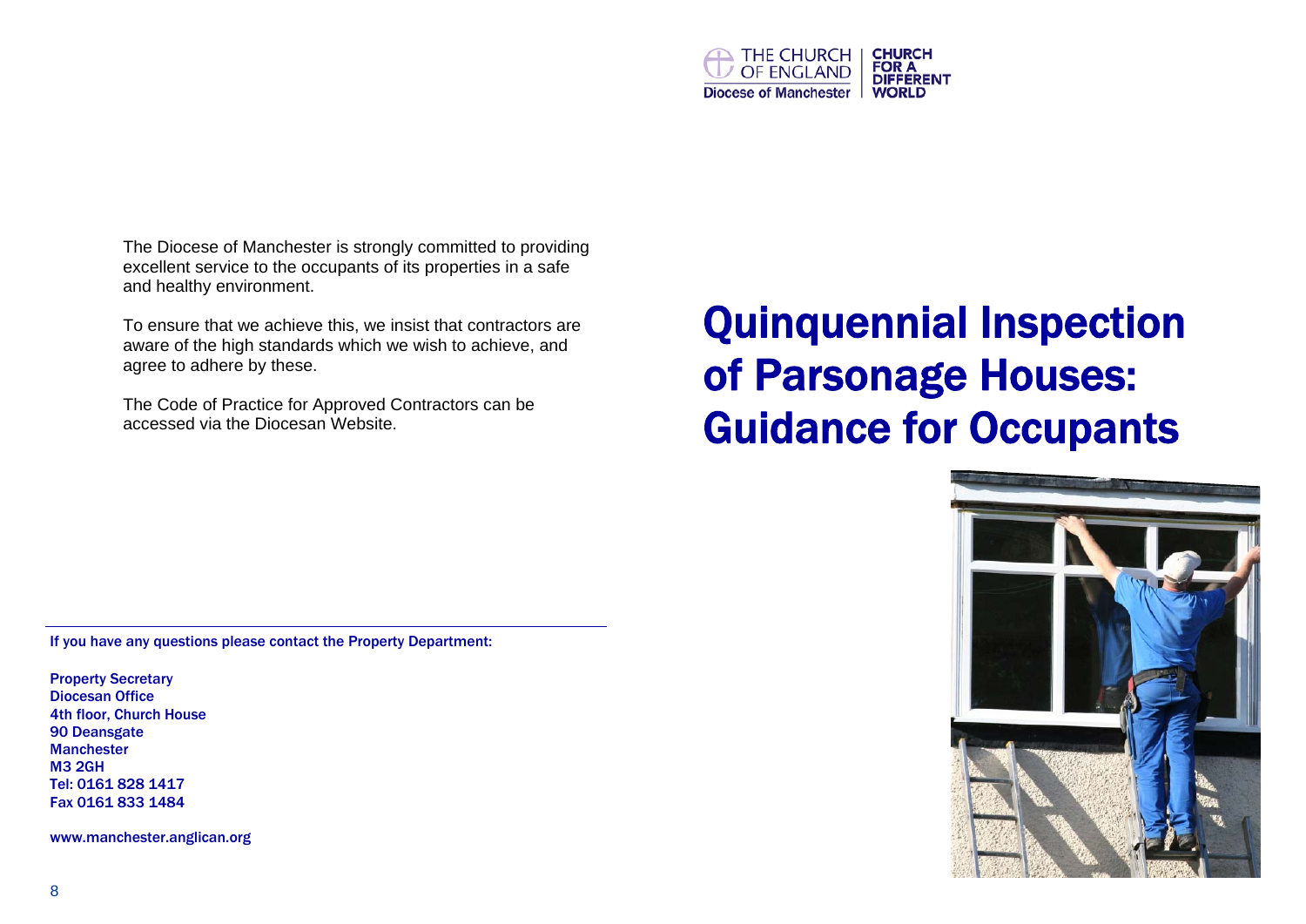THE CHURCH OF ENGLAND
Diocese of Manchester

CHURCH FOR A DIFFERENT WORLD

The Diocese of Manchester is strongly committed to providing excellent service to the occupants of its properties in a safe and healthy environment.

To ensure that we achieve this, we insist that contractors are aware of the high standards which we wish to achieve, and agree to adhere by these.

The Code of Practice for Approved Contractors can be accessed via the Diocesan Website.

**If you have any questions please contact the Property Department:**

**Property Secretary**
**Diocesan Office**
**4th floor, Church House**
**90 Deansgate**
**Manchester**
**M3 2GH**
**Tel: 0161 828 1417**
**Fax 0161 833 1484**

**www.manchester.anglican.org**

# Quinquennial Inspection of Parsonage Houses: Guidance for Occupants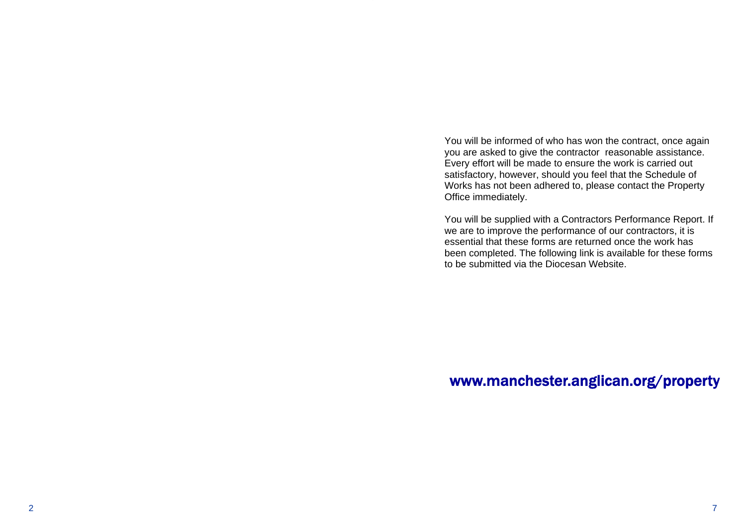You will be informed of who has won the contract, once again you are asked to give the contractor reasonable assistance. Every effort will be made to ensure the work is carried out satisfactory, however, should you feel that the Schedule of Works has not been adhered to, please contact the Property Office immediately.

You will be supplied with a Contractors Performance Report. If we are to improve the performance of our contractors, it is essential that these forms are returned once the work has been completed. The following link is available for these forms to be submitted via the Diocesan Website.

**www.manchester.anglican.org/property**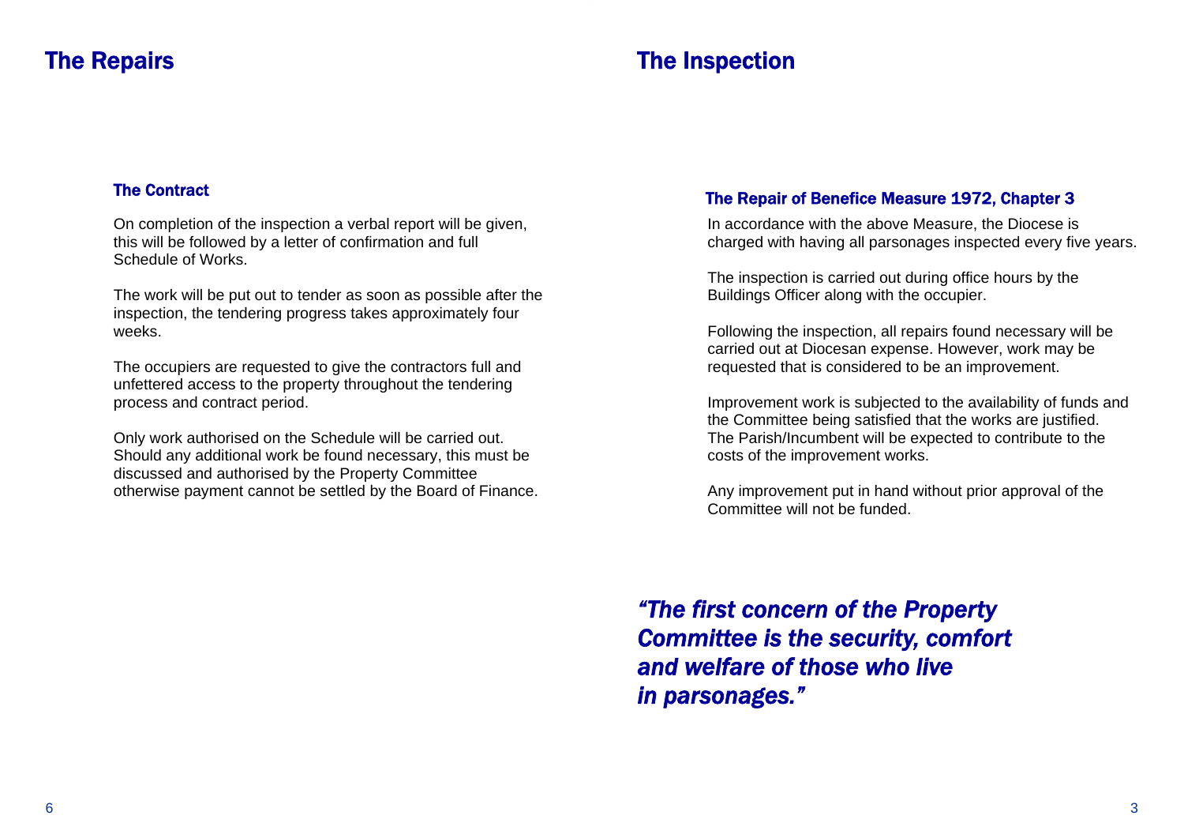# The Repairs

## The Contract

On completion of the inspection a verbal report will be given, this will be followed by a letter of confirmation and full Schedule of Works.

The work will be put out to tender as soon as possible after the inspection, the tendering progress takes approximately four weeks.

The occupiers are requested to give the contractors full and unfettered access to the property throughout the tendering process and contract period.

Only work authorised on the Schedule will be carried out. Should any additional work be found necessary, this must be discussed and authorised by the Property Committee otherwise payment cannot be settled by the Board of Finance.

# The Inspection

## The Repair of Benefice Measure 1972, Chapter 3

In accordance with the above Measure, the Diocese is charged with having all parsonages inspected every five years.

The inspection is carried out during office hours by the Buildings Officer along with the occupier.

Following the inspection, all repairs found necessary will be carried out at Diocesan expense. However, work may be requested that is considered to be an improvement.

Improvement work is subjected to the availability of funds and the Committee being satisfied that the works are justified. The Parish/Incumbent will be expected to contribute to the costs of the improvement works.

Any improvement put in hand without prior approval of the Committee will not be funded.

***"The first concern of the Property Committee is the security, comfort and welfare of those who live in parsonages."***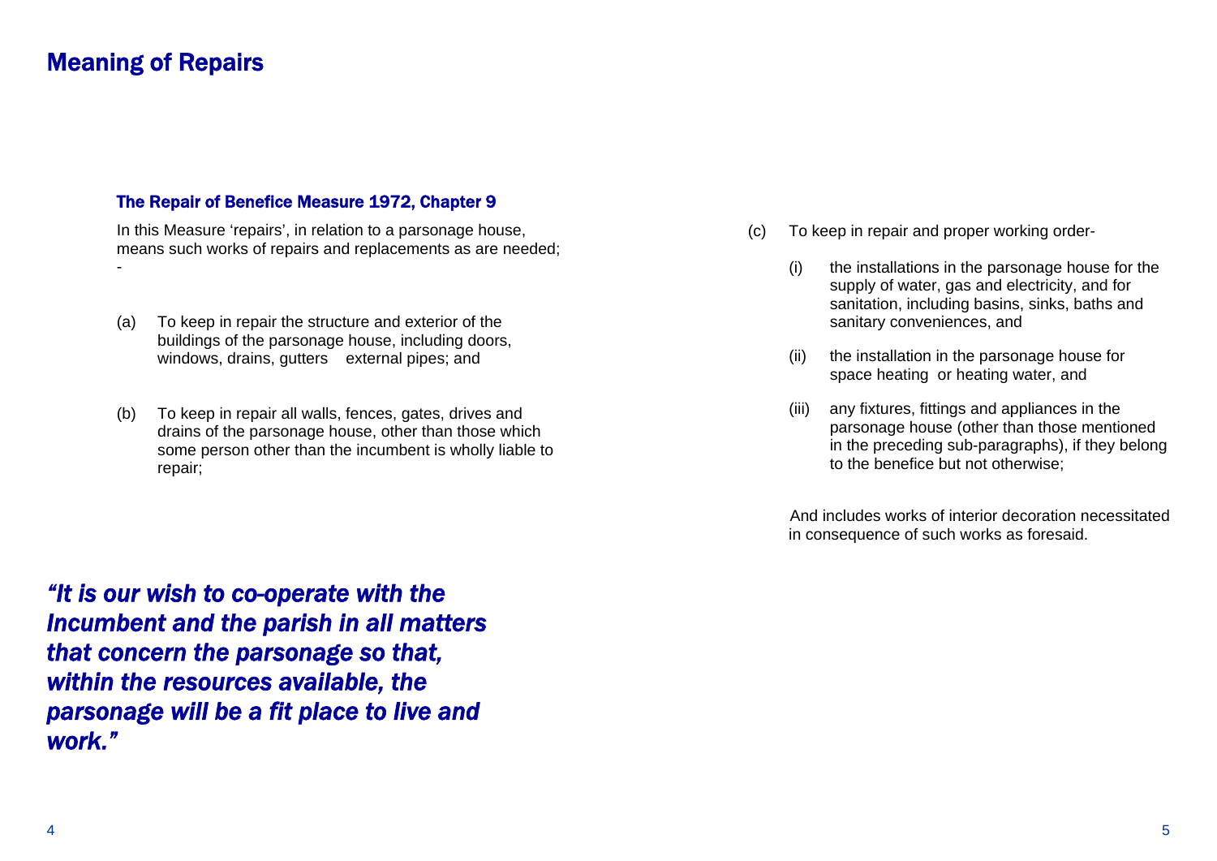# Meaning of Repairs

### The Repair of Benefice Measure 1972, Chapter 9

In this Measure 'repairs', in relation to a parsonage house, means such works of repairs and replacements as are needed; -

(a) To keep in repair the structure and exterior of the buildings of the parsonage house, including doors, windows, drains, gutters external pipes; and

(b) To keep in repair all walls, fences, gates, drives and drains of the parsonage house, other than those which some person other than the incumbent is wholly liable to repair;

(c) To keep in repair and proper working order-

(i) the installations in the parsonage house for the supply of water, gas and electricity, and for sanitation, including basins, sinks, baths and sanitary conveniences, and

(ii) the installation in the parsonage house for space heating or heating water, and

(iii) any fixtures, fittings and appliances in the parsonage house (other than those mentioned in the preceding sub-paragraphs), if they belong to the benefice but not otherwise;

And includes works of interior decoration necessitated in consequence of such works as foresaid.

***"It is our wish to co-operate with the Incumbent and the parish in all matters that concern the parsonage so that, within the resources available, the parsonage will be a fit place to live and work."***